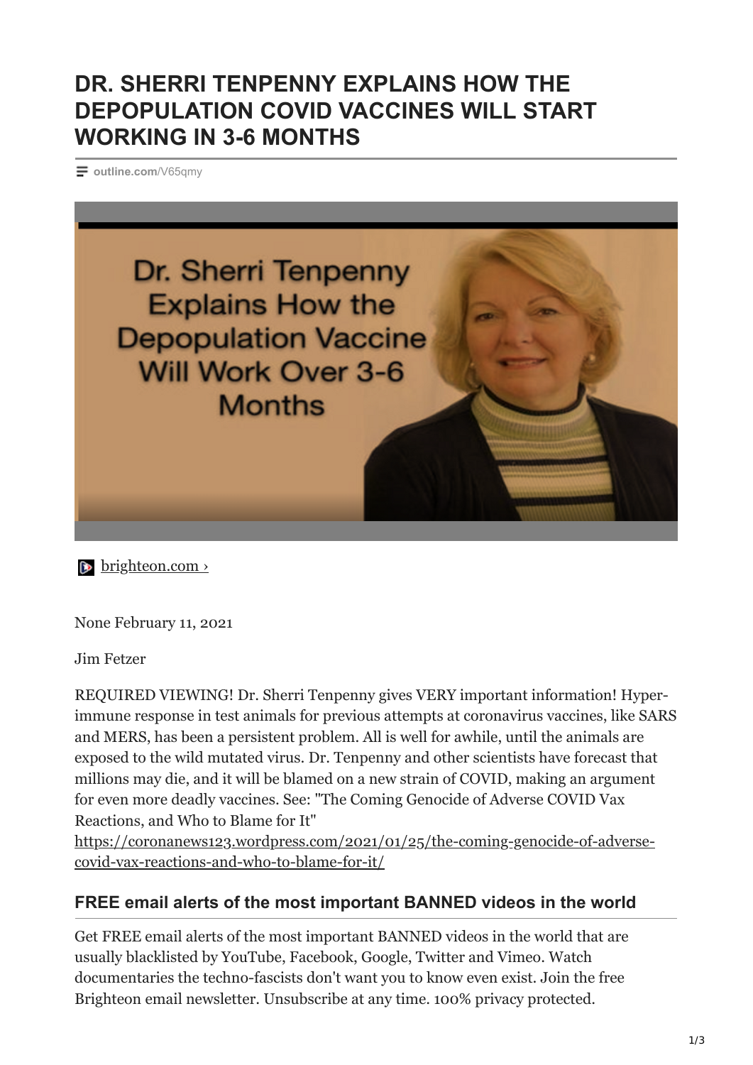# DR. SHERRI TENPENNY EXPLAINS HOW THE DEPOPULATION COVID VACCINES WILL START WORKING IN 3-6 MONTHS

outline.com/V65qmy

brighteon.com ›

None February 11, 2021

Jim Fetzer

REQUIRED VIEWING! Dr. Sherri Tenpenny gives VERY important information! Hyper-immune response in test animals for previous attempts at coronavirus vaccines, like SARS and MERS, has been a persistent problem. All is well for awhile, until the animals are exposed to the wild mutated virus. Dr. Tenpenny and other scientists have forecast that millions may die, and it will be blamed on a new strain of COVID, making an argument for even more deadly vaccines. See: "The Coming Genocide of Adverse COVID Vax Reactions, and Who to Blame for It" https://coronanews123.wordpress.com/2021/01/25/the-coming-genocide-of-adverse-covid-vax-reactions-and-who-to-blame-for-it/

## FREE email alerts of the most important BANNED videos in the world

Get FREE email alerts of the most important BANNED videos in the world that are usually blacklisted by YouTube, Facebook, Google, Twitter and Vimeo. Watch documentaries the techno-fascists don't want you to know even exist. Join the free Brighteon email newsletter. Unsubscribe at any time. 100% privacy protected.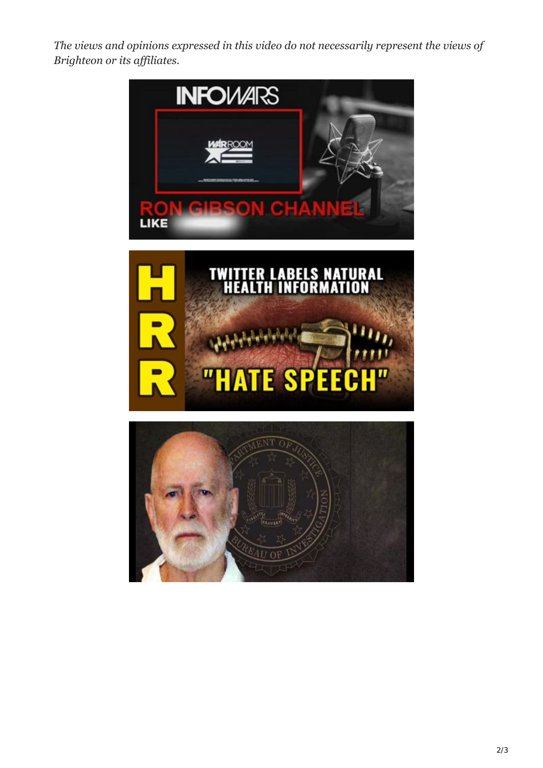*The views and opinions expressed in this video do not necessarily represent the views of Brighteon or its affiliates.*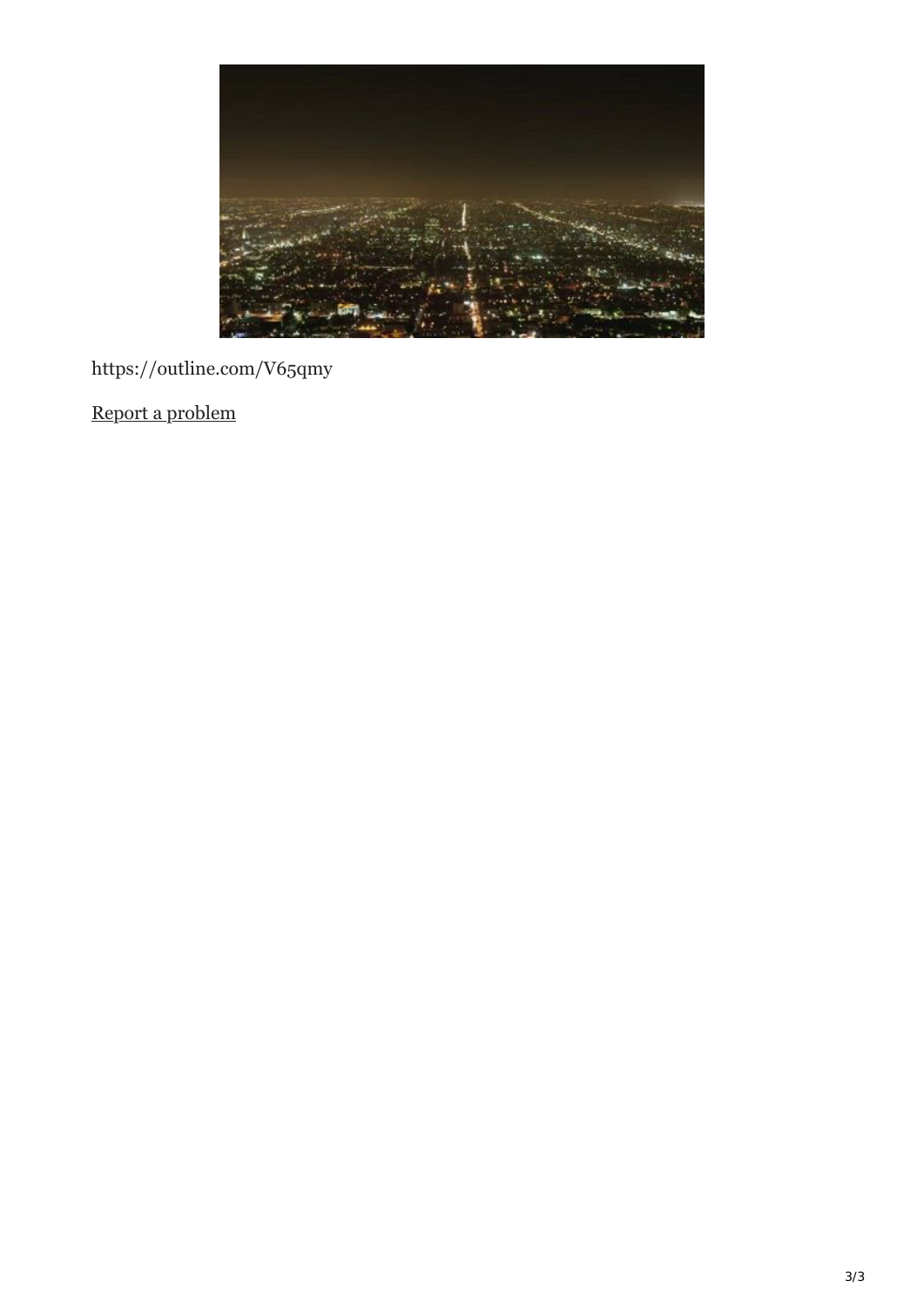https://outline.com/V65qmy

Report a problem